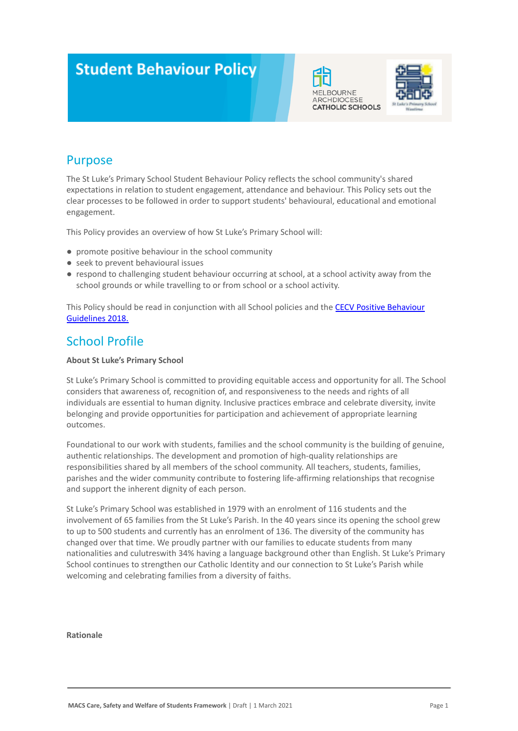# Student Behaviour Policy

## Purpose

The St Luke's Primary School Student Behaviour Policy reflects the school community's shared expectations in relation to student engagement, attendance and behaviour. This Policy sets out the clear processes to be followed in order to support students' behavioural, educational and emotional engagement.

This Policy provides an overview of how St Luke's Primary School will:

- promote positive behaviour in the school community
- seek to prevent behavioural issues
- respond to challenging student behaviour occurring at school, at a school activity away from the school grounds or while travelling to or from school or a school activity.

This Policy should be read in conjunction with all School policies and the [CECV Positive Behaviour Guidelines 2018.]

## School Profile

**About St Luke's Primary School**

St Luke's Primary School is committed to providing equitable access and opportunity for all. The School considers that awareness of, recognition of, and responsiveness to the needs and rights of all individuals are essential to human dignity. Inclusive practices embrace and celebrate diversity, invite belonging and provide opportunities for participation and achievement of appropriate learning outcomes.

Foundational to our work with students, families and the school community is the building of genuine, authentic relationships. The development and promotion of high-quality relationships are responsibilities shared by all members of the school community. All teachers, students, families, parishes and the wider community contribute to fostering life-affirming relationships that recognise and support the inherent dignity of each person.

St Luke's Primary School was established in 1979 with an enrolment of 116 students and the involvement of 65 families from the St Luke's Parish. In the 40 years since its opening the school grew to up to 500 students and currently has an enrolment of 136. The diversity of the community has changed over that time. We proudly partner with our families to educate students from many nationalities and culutreswith 34% having a language background other than English. St Luke's Primary School continues to strengthen our Catholic Identity and our connection to St Luke's Parish while welcoming and celebrating families from a diversity of faiths.

**Rationale**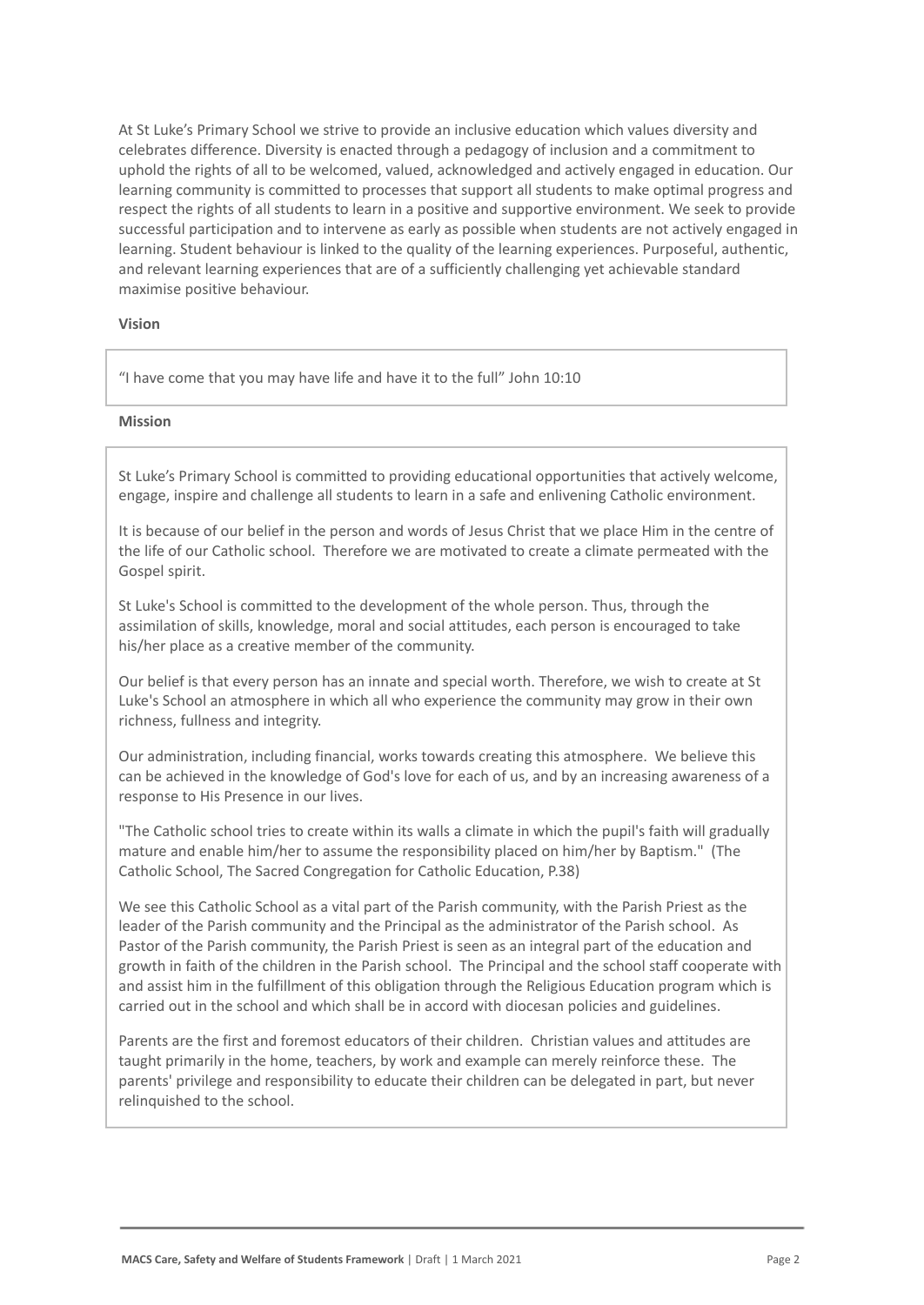At St Luke's Primary School we strive to provide an inclusive education which values diversity and celebrates difference. Diversity is enacted through a pedagogy of inclusion and a commitment to uphold the rights of all to be welcomed, valued, acknowledged and actively engaged in education. Our learning community is committed to processes that support all students to make optimal progress and respect the rights of all students to learn in a positive and supportive environment. We seek to provide successful participation and to intervene as early as possible when students are not actively engaged in learning. Student behaviour is linked to the quality of the learning experiences. Purposeful, authentic, and relevant learning experiences that are of a sufficiently challenging yet achievable standard maximise positive behaviour.

**Vision**

"I have come that you may have life and have it to the full" John 10:10

**Mission**

St Luke's Primary School is committed to providing educational opportunities that actively welcome, engage, inspire and challenge all students to learn in a safe and enlivening Catholic environment.

It is because of our belief in the person and words of Jesus Christ that we place Him in the centre of the life of our Catholic school. Therefore we are motivated to create a climate permeated with the Gospel spirit.

St Luke's School is committed to the development of the whole person. Thus, through the assimilation of skills, knowledge, moral and social attitudes, each person is encouraged to take his/her place as a creative member of the community.

Our belief is that every person has an innate and special worth. Therefore, we wish to create at St Luke's School an atmosphere in which all who experience the community may grow in their own richness, fullness and integrity.

Our administration, including financial, works towards creating this atmosphere. We believe this can be achieved in the knowledge of God's love for each of us, and by an increasing awareness of a response to His Presence in our lives.

"The Catholic school tries to create within its walls a climate in which the pupil's faith will gradually mature and enable him/her to assume the responsibility placed on him/her by Baptism." (The Catholic School, The Sacred Congregation for Catholic Education, P.38)

We see this Catholic School as a vital part of the Parish community, with the Parish Priest as the leader of the Parish community and the Principal as the administrator of the Parish school. As Pastor of the Parish community, the Parish Priest is seen as an integral part of the education and growth in faith of the children in the Parish school. The Principal and the school staff cooperate with and assist him in the fulfillment of this obligation through the Religious Education program which is carried out in the school and which shall be in accord with diocesan policies and guidelines.

Parents are the first and foremost educators of their children. Christian values and attitudes are taught primarily in the home, teachers, by work and example can merely reinforce these. The parents' privilege and responsibility to educate their children can be delegated in part, but never relinquished to the school.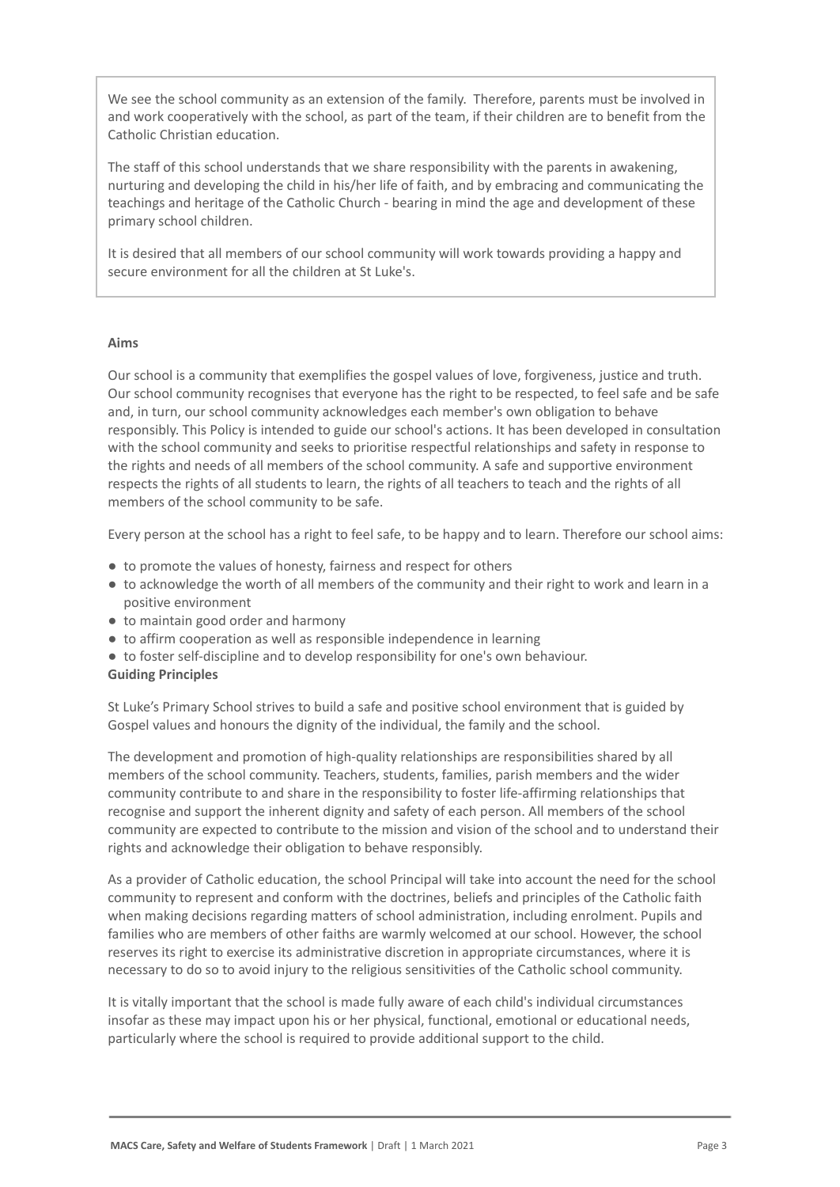We see the school community as an extension of the family. Therefore, parents must be involved in and work cooperatively with the school, as part of the team, if their children are to benefit from the Catholic Christian education.

The staff of this school understands that we share responsibility with the parents in awakening, nurturing and developing the child in his/her life of faith, and by embracing and communicating the teachings and heritage of the Catholic Church - bearing in mind the age and development of these primary school children.

It is desired that all members of our school community will work towards providing a happy and secure environment for all the children at St Luke's.

**Aims**

Our school is a community that exemplifies the gospel values of love, forgiveness, justice and truth. Our school community recognises that everyone has the right to be respected, to feel safe and be safe and, in turn, our school community acknowledges each member's own obligation to behave responsibly. This Policy is intended to guide our school's actions. It has been developed in consultation with the school community and seeks to prioritise respectful relationships and safety in response to the rights and needs of all members of the school community. A safe and supportive environment respects the rights of all students to learn, the rights of all teachers to teach and the rights of all members of the school community to be safe.

Every person at the school has a right to feel safe, to be happy and to learn. Therefore our school aims:

- to promote the values of honesty, fairness and respect for others
- to acknowledge the worth of all members of the community and their right to work and learn in a positive environment
- to maintain good order and harmony
- to affirm cooperation as well as responsible independence in learning
- to foster self-discipline and to develop responsibility for one's own behaviour.

**Guiding Principles**

St Luke's Primary School strives to build a safe and positive school environment that is guided by Gospel values and honours the dignity of the individual, the family and the school.

The development and promotion of high-quality relationships are responsibilities shared by all members of the school community. Teachers, students, families, parish members and the wider community contribute to and share in the responsibility to foster life-affirming relationships that recognise and support the inherent dignity and safety of each person. All members of the school community are expected to contribute to the mission and vision of the school and to understand their rights and acknowledge their obligation to behave responsibly.

As a provider of Catholic education, the school Principal will take into account the need for the school community to represent and conform with the doctrines, beliefs and principles of the Catholic faith when making decisions regarding matters of school administration, including enrolment. Pupils and families who are members of other faiths are warmly welcomed at our school. However, the school reserves its right to exercise its administrative discretion in appropriate circumstances, where it is necessary to do so to avoid injury to the religious sensitivities of the Catholic school community.

It is vitally important that the school is made fully aware of each child's individual circumstances insofar as these may impact upon his or her physical, functional, emotional or educational needs, particularly where the school is required to provide additional support to the child.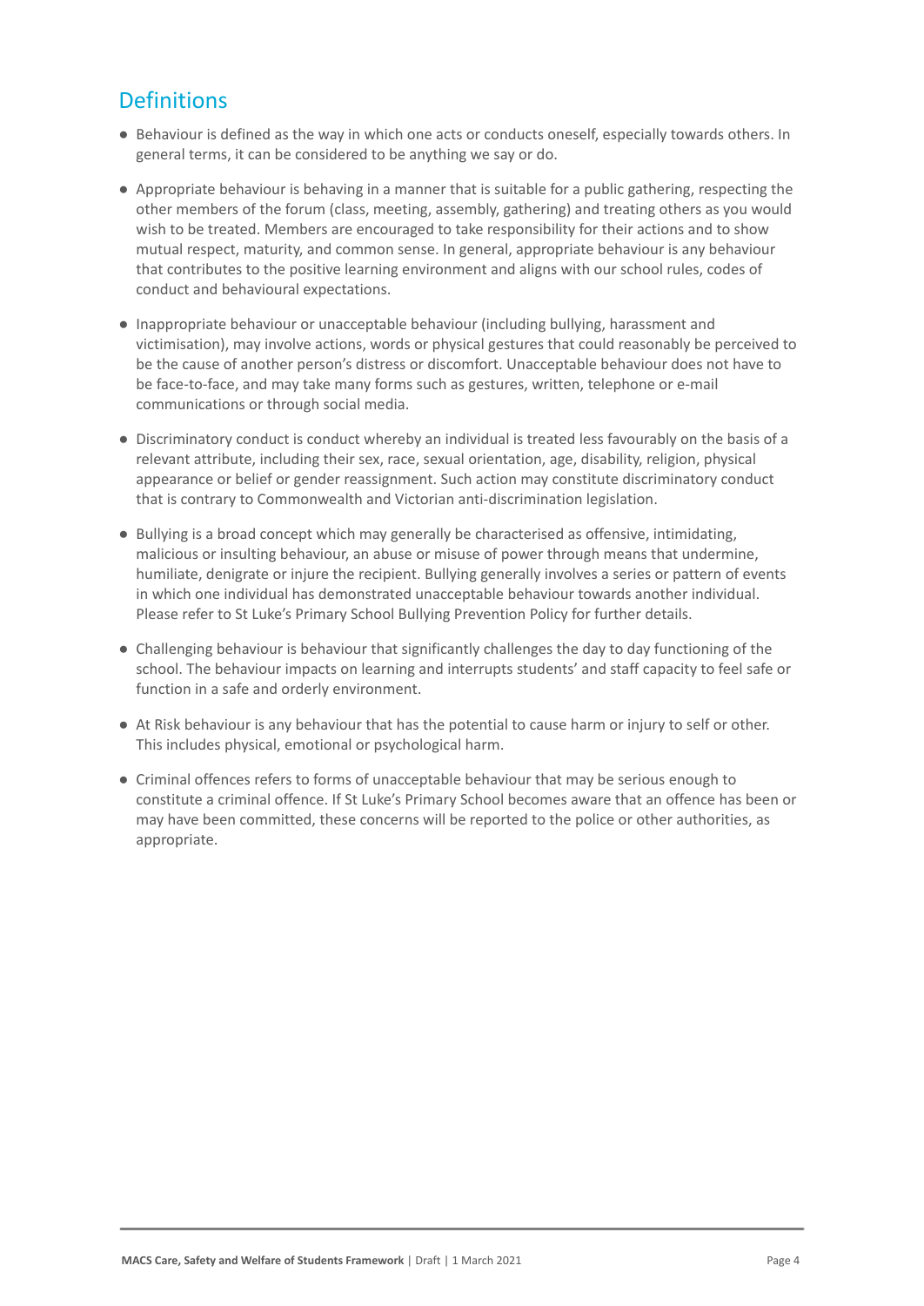## Definitions

- Behaviour is defined as the way in which one acts or conducts oneself, especially towards others. In general terms, it can be considered to be anything we say or do.
- Appropriate behaviour is behaving in a manner that is suitable for a public gathering, respecting the other members of the forum (class, meeting, assembly, gathering) and treating others as you would wish to be treated. Members are encouraged to take responsibility for their actions and to show mutual respect, maturity, and common sense. In general, appropriate behaviour is any behaviour that contributes to the positive learning environment and aligns with our school rules, codes of conduct and behavioural expectations.
- Inappropriate behaviour or unacceptable behaviour (including bullying, harassment and victimisation), may involve actions, words or physical gestures that could reasonably be perceived to be the cause of another person's distress or discomfort. Unacceptable behaviour does not have to be face-to-face, and may take many forms such as gestures, written, telephone or e-mail communications or through social media.
- Discriminatory conduct is conduct whereby an individual is treated less favourably on the basis of a relevant attribute, including their sex, race, sexual orientation, age, disability, religion, physical appearance or belief or gender reassignment. Such action may constitute discriminatory conduct that is contrary to Commonwealth and Victorian anti-discrimination legislation.
- Bullying is a broad concept which may generally be characterised as offensive, intimidating, malicious or insulting behaviour, an abuse or misuse of power through means that undermine, humiliate, denigrate or injure the recipient. Bullying generally involves a series or pattern of events in which one individual has demonstrated unacceptable behaviour towards another individual. Please refer to St Luke's Primary School Bullying Prevention Policy for further details.
- Challenging behaviour is behaviour that significantly challenges the day to day functioning of the school. The behaviour impacts on learning and interrupts students' and staff capacity to feel safe or function in a safe and orderly environment.
- At Risk behaviour is any behaviour that has the potential to cause harm or injury to self or other. This includes physical, emotional or psychological harm.
- Criminal offences refers to forms of unacceptable behaviour that may be serious enough to constitute a criminal offence. If St Luke's Primary School becomes aware that an offence has been or may have been committed, these concerns will be reported to the police or other authorities, as appropriate.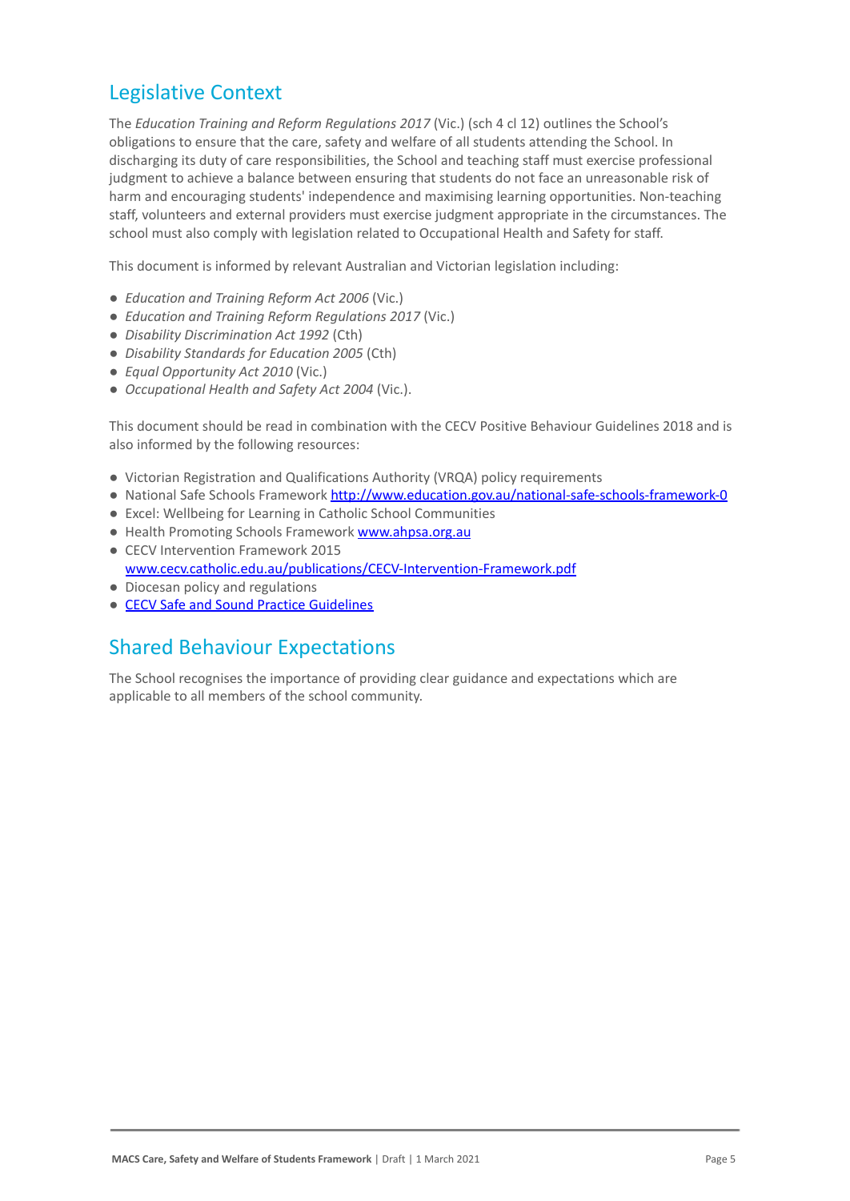## Legislative Context

The *Education Training and Reform Regulations 2017* (Vic.) (sch 4 cl 12) outlines the School's obligations to ensure that the care, safety and welfare of all students attending the School. In discharging its duty of care responsibilities, the School and teaching staff must exercise professional judgment to achieve a balance between ensuring that students do not face an unreasonable risk of harm and encouraging students' independence and maximising learning opportunities. Non-teaching staff, volunteers and external providers must exercise judgment appropriate in the circumstances. The school must also comply with legislation related to Occupational Health and Safety for staff.

This document is informed by relevant Australian and Victorian legislation including:

- *Education and Training Reform Act 2006* (Vic.)
- *Education and Training Reform Regulations 2017* (Vic.)
- *Disability Discrimination Act 1992* (Cth)
- *Disability Standards for Education 2005* (Cth)
- *Equal Opportunity Act 2010* (Vic.)
- *Occupational Health and Safety Act 2004* (Vic.).

This document should be read in combination with the CECV Positive Behaviour Guidelines 2018 and is also informed by the following resources:

- Victorian Registration and Qualifications Authority (VRQA) policy requirements
- National Safe Schools Framework [http://www.education.gov.au/national-safe-schools-framework-0](http://www.education.gov.au/national-safe-schools-framework-0)
- Excel: Wellbeing for Learning in Catholic School Communities
- Health Promoting Schools Framework [www.ahpsa.org.au](www.ahpsa.org.au)
- CECV Intervention Framework 2015 [www.cecv.catholic.edu.au/publications/CECV-Intervention-Framework.pdf](www.cecv.catholic.edu.au/publications/CECV-Intervention-Framework.pdf)
- Diocesan policy and regulations
- CECV Safe and Sound Practice Guidelines

## Shared Behaviour Expectations

The School recognises the importance of providing clear guidance and expectations which are applicable to all members of the school community.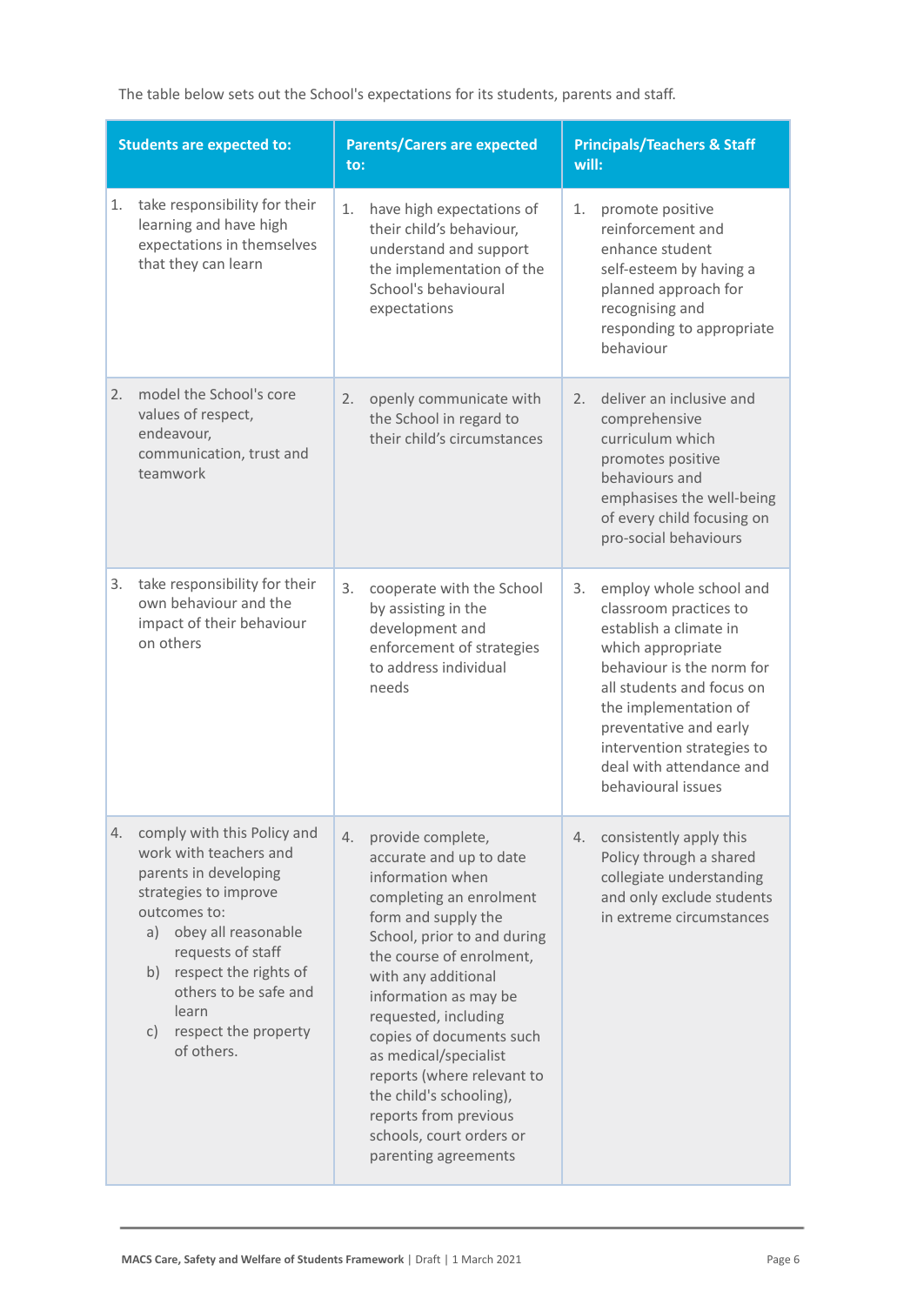The table below sets out the School's expectations for its students, parents and staff.

| Students are expected to: | Parents/Carers are expected to: | Principals/Teachers & Staff will: |
|---|---|---|
| 1. take responsibility for their learning and have high expectations in themselves that they can learn | 1. have high expectations of their child's behaviour, understand and support the implementation of the School's behavioural expectations | 1. promote positive reinforcement and enhance student self-esteem by having a planned approach for recognising and responding to appropriate behaviour |
| 2. model the School's core values of respect, endeavour, communication, trust and teamwork | 2. openly communicate with the School in regard to their child's circumstances | 2. deliver an inclusive and comprehensive curriculum which promotes positive behaviours and emphasises the well-being of every child focusing on pro-social behaviours |
| 3. take responsibility for their own behaviour and the impact of their behaviour on others | 3. cooperate with the School by assisting in the development and enforcement of strategies to address individual needs | 3. employ whole school and classroom practices to establish a climate in which appropriate behaviour is the norm for all students and focus on the implementation of preventative and early intervention strategies to deal with attendance and behavioural issues |
| 4. comply with this Policy and work with teachers and parents in developing strategies to improve outcomes to:<br>a) obey all reasonable requests of staff<br>b) respect the rights of others to be safe and learn<br>c) respect the property of others. | 4. provide complete, accurate and up to date information when completing an enrolment form and supply the School, prior to and during the course of enrolment, with any additional information as may be requested, including copies of documents such as medical/specialist reports (where relevant to the child's schooling), reports from previous schools, court orders or parenting agreements | 4. consistently apply this Policy through a shared collegiate understanding and only exclude students in extreme circumstances |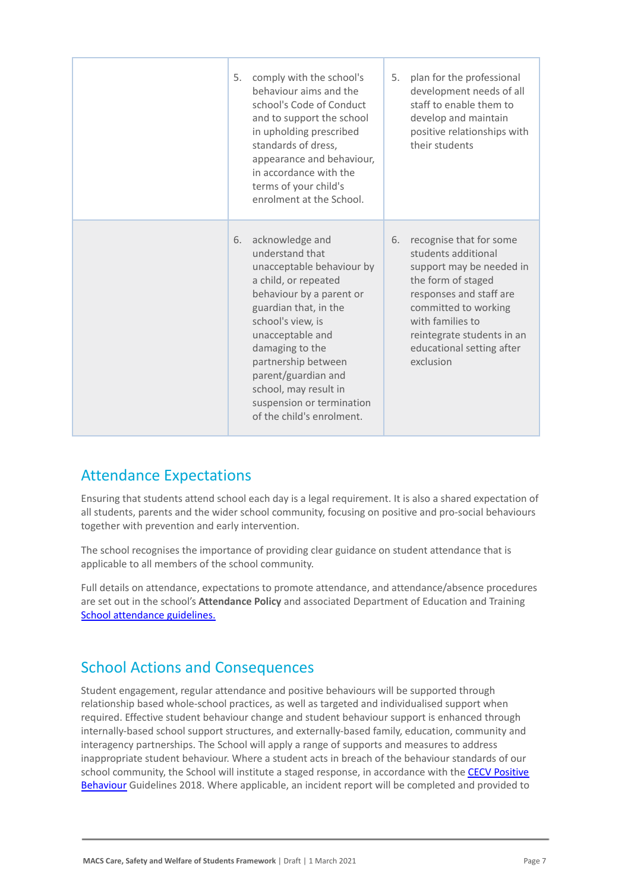| | | |
|---|---|---|
| | 5. comply with the school's behaviour aims and the school's Code of Conduct and to support the school in upholding prescribed standards of dress, appearance and behaviour, in accordance with the terms of your child's enrolment at the School. | 5. plan for the professional development needs of all staff to enable them to develop and maintain positive relationships with their students |
| | 6. acknowledge and understand that unacceptable behaviour by a child, or repeated behaviour by a parent or guardian that, in the school's view, is unacceptable and damaging to the partnership between parent/guardian and school, may result in suspension or termination of the child's enrolment. | 6. recognise that for some students additional support may be needed in the form of staged responses and staff are committed to working with families to reintegrate students in an educational setting after exclusion |

## Attendance Expectations

Ensuring that students attend school each day is a legal requirement. It is also a shared expectation of all students, parents and the wider school community, focusing on positive and pro-social behaviours together with prevention and early intervention.

The school recognises the importance of providing clear guidance on student attendance that is applicable to all members of the school community.

Full details on attendance, expectations to promote attendance, and attendance/absence procedures are set out in the school's **Attendance Policy** and associated Department of Education and Training School attendance guidelines.

## School Actions and Consequences

Student engagement, regular attendance and positive behaviours will be supported through relationship based whole-school practices, as well as targeted and individualised support when required. Effective student behaviour change and student behaviour support is enhanced through internally-based school support structures, and externally-based family, education, community and interagency partnerships. The School will apply a range of supports and measures to address inappropriate student behaviour. Where a student acts in breach of the behaviour standards of our school community, the School will institute a staged response, in accordance with the CECV Positive Behaviour Guidelines 2018. Where applicable, an incident report will be completed and provided to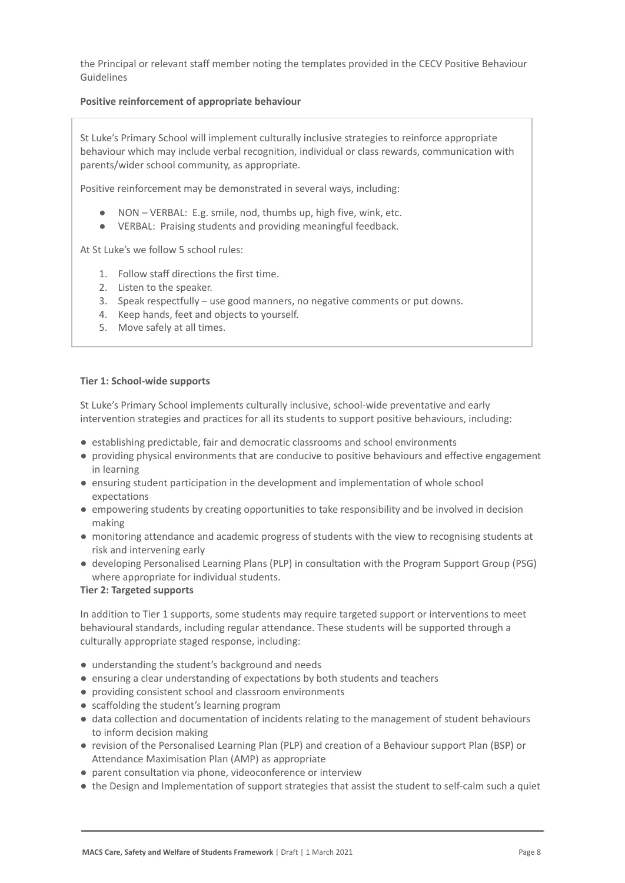the Principal or relevant staff member noting the templates provided in the CECV Positive Behaviour Guidelines

**Positive reinforcement of appropriate behaviour**

St Luke's Primary School will implement culturally inclusive strategies to reinforce appropriate behaviour which may include verbal recognition, individual or class rewards, communication with parents/wider school community, as appropriate.

Positive reinforcement may be demonstrated in several ways, including:

- NON – VERBAL: E.g. smile, nod, thumbs up, high five, wink, etc.
- VERBAL: Praising students and providing meaningful feedback.

At St Luke's we follow 5 school rules:

1. Follow staff directions the first time.
2. Listen to the speaker.
3. Speak respectfully – use good manners, no negative comments or put downs.
4. Keep hands, feet and objects to yourself.
5. Move safely at all times.

**Tier 1: School-wide supports**

St Luke's Primary School implements culturally inclusive, school-wide preventative and early intervention strategies and practices for all its students to support positive behaviours, including:

- establishing predictable, fair and democratic classrooms and school environments
- providing physical environments that are conducive to positive behaviours and effective engagement in learning
- ensuring student participation in the development and implementation of whole school expectations
- empowering students by creating opportunities to take responsibility and be involved in decision making
- monitoring attendance and academic progress of students with the view to recognising students at risk and intervening early
- developing Personalised Learning Plans (PLP) in consultation with the Program Support Group (PSG) where appropriate for individual students.

**Tier 2: Targeted supports**

In addition to Tier 1 supports, some students may require targeted support or interventions to meet behavioural standards, including regular attendance. These students will be supported through a culturally appropriate staged response, including:

- understanding the student's background and needs
- ensuring a clear understanding of expectations by both students and teachers
- providing consistent school and classroom environments
- scaffolding the student's learning program
- data collection and documentation of incidents relating to the management of student behaviours to inform decision making
- revision of the Personalised Learning Plan (PLP) and creation of a Behaviour support Plan (BSP) or Attendance Maximisation Plan (AMP) as appropriate
- parent consultation via phone, videoconference or interview
- the Design and Implementation of support strategies that assist the student to self-calm such a quiet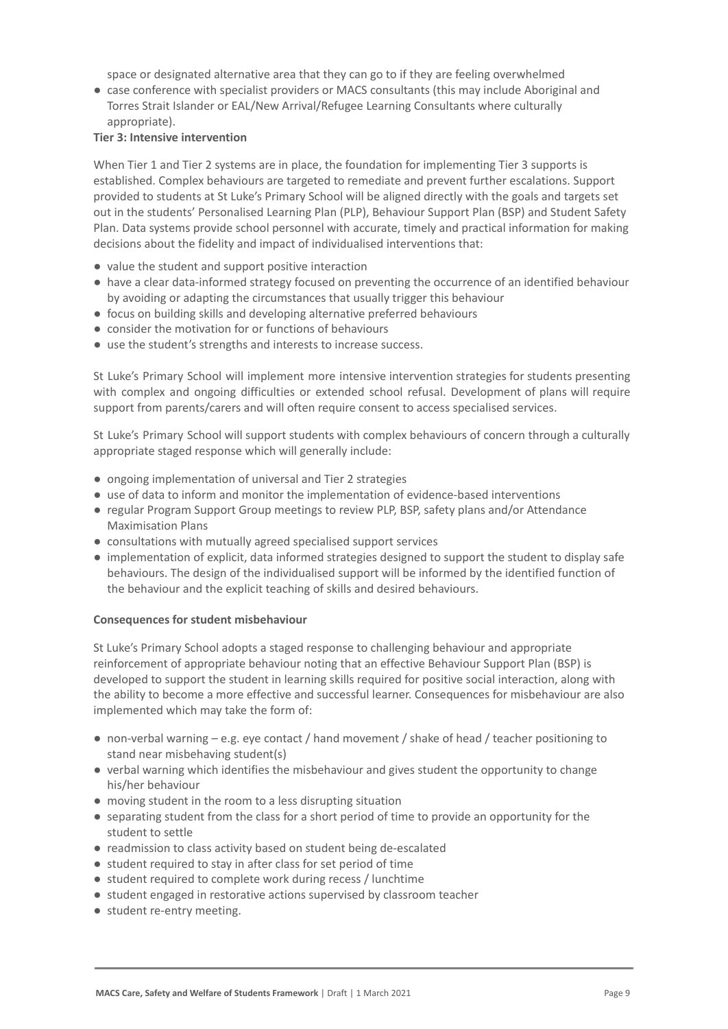space or designated alternative area that they can go to if they are feeling overwhelmed

- case conference with specialist providers or MACS consultants (this may include Aboriginal and Torres Strait Islander or EAL/New Arrival/Refugee Learning Consultants where culturally appropriate).

**Tier 3: Intensive intervention**

When Tier 1 and Tier 2 systems are in place, the foundation for implementing Tier 3 supports is established. Complex behaviours are targeted to remediate and prevent further escalations. Support provided to students at St Luke's Primary School will be aligned directly with the goals and targets set out in the students' Personalised Learning Plan (PLP), Behaviour Support Plan (BSP) and Student Safety Plan. Data systems provide school personnel with accurate, timely and practical information for making decisions about the fidelity and impact of individualised interventions that:

- value the student and support positive interaction
- have a clear data-informed strategy focused on preventing the occurrence of an identified behaviour by avoiding or adapting the circumstances that usually trigger this behaviour
- focus on building skills and developing alternative preferred behaviours
- consider the motivation for or functions of behaviours
- use the student's strengths and interests to increase success.

St Luke's Primary School will implement more intensive intervention strategies for students presenting with complex and ongoing difficulties or extended school refusal. Development of plans will require support from parents/carers and will often require consent to access specialised services.

St Luke's Primary School will support students with complex behaviours of concern through a culturally appropriate staged response which will generally include:

- ongoing implementation of universal and Tier 2 strategies
- use of data to inform and monitor the implementation of evidence-based interventions
- regular Program Support Group meetings to review PLP, BSP, safety plans and/or Attendance Maximisation Plans
- consultations with mutually agreed specialised support services
- implementation of explicit, data informed strategies designed to support the student to display safe behaviours. The design of the individualised support will be informed by the identified function of the behaviour and the explicit teaching of skills and desired behaviours.

**Consequences for student misbehaviour**

St Luke's Primary School adopts a staged response to challenging behaviour and appropriate reinforcement of appropriate behaviour noting that an effective Behaviour Support Plan (BSP) is developed to support the student in learning skills required for positive social interaction, along with the ability to become a more effective and successful learner. Consequences for misbehaviour are also implemented which may take the form of:

- non-verbal warning – e.g. eye contact / hand movement / shake of head / teacher positioning to stand near misbehaving student(s)
- verbal warning which identifies the misbehaviour and gives student the opportunity to change his/her behaviour
- moving student in the room to a less disrupting situation
- separating student from the class for a short period of time to provide an opportunity for the student to settle
- readmission to class activity based on student being de-escalated
- student required to stay in after class for set period of time
- student required to complete work during recess / lunchtime
- student engaged in restorative actions supervised by classroom teacher
- student re-entry meeting.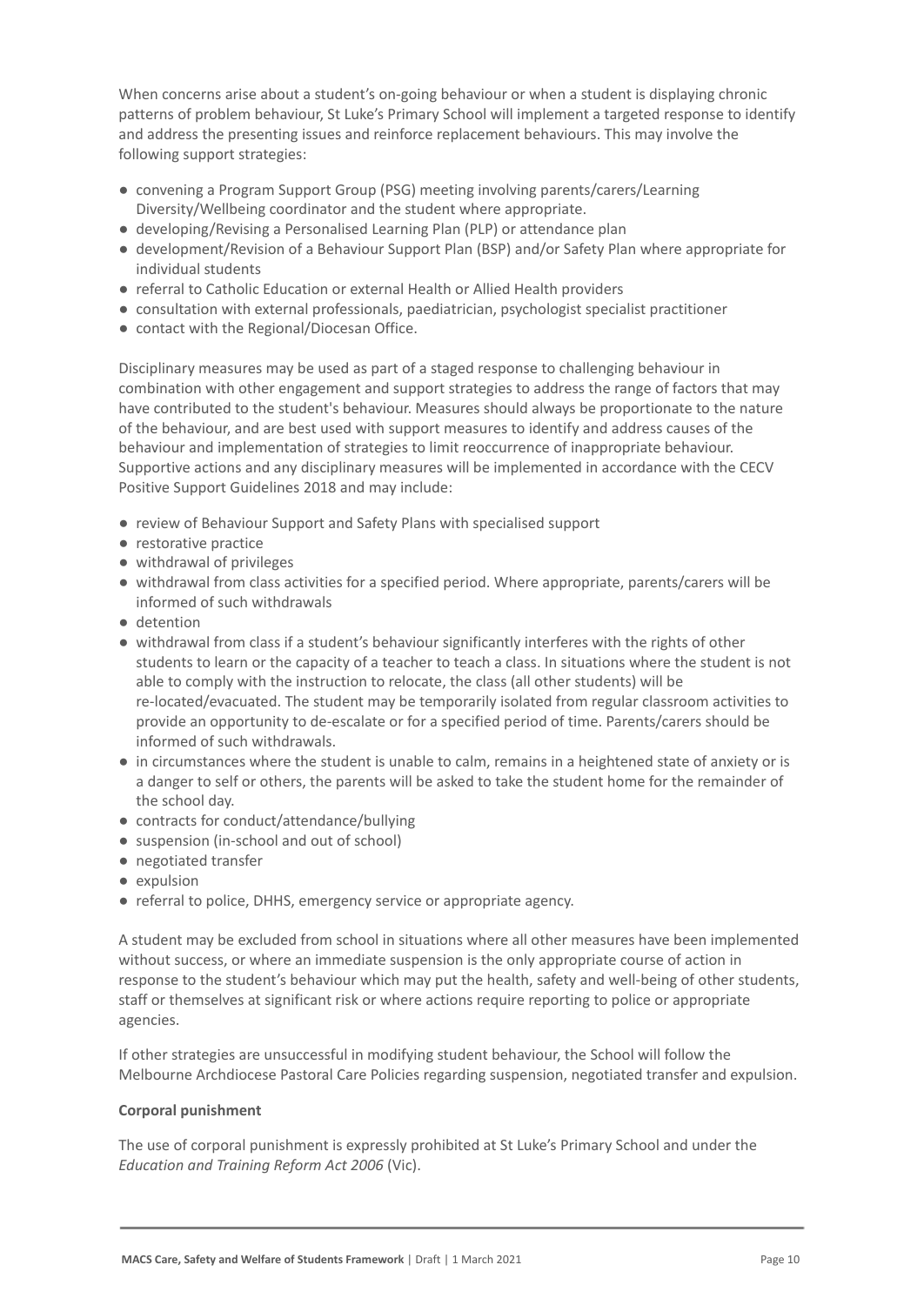When concerns arise about a student's on-going behaviour or when a student is displaying chronic patterns of problem behaviour, St Luke's Primary School will implement a targeted response to identify and address the presenting issues and reinforce replacement behaviours. This may involve the following support strategies:

- convening a Program Support Group (PSG) meeting involving parents/carers/Learning Diversity/Wellbeing coordinator and the student where appropriate.
- developing/Revising a Personalised Learning Plan (PLP) or attendance plan
- development/Revision of a Behaviour Support Plan (BSP) and/or Safety Plan where appropriate for individual students
- referral to Catholic Education or external Health or Allied Health providers
- consultation with external professionals, paediatrician, psychologist specialist practitioner
- contact with the Regional/Diocesan Office.

Disciplinary measures may be used as part of a staged response to challenging behaviour in combination with other engagement and support strategies to address the range of factors that may have contributed to the student's behaviour. Measures should always be proportionate to the nature of the behaviour, and are best used with support measures to identify and address causes of the behaviour and implementation of strategies to limit reoccurrence of inappropriate behaviour. Supportive actions and any disciplinary measures will be implemented in accordance with the CECV Positive Support Guidelines 2018 and may include:

- review of Behaviour Support and Safety Plans with specialised support
- restorative practice
- withdrawal of privileges
- withdrawal from class activities for a specified period. Where appropriate, parents/carers will be informed of such withdrawals
- detention
- withdrawal from class if a student's behaviour significantly interferes with the rights of other students to learn or the capacity of a teacher to teach a class. In situations where the student is not able to comply with the instruction to relocate, the class (all other students) will be re-located/evacuated. The student may be temporarily isolated from regular classroom activities to provide an opportunity to de-escalate or for a specified period of time. Parents/carers should be informed of such withdrawals.
- in circumstances where the student is unable to calm, remains in a heightened state of anxiety or is a danger to self or others, the parents will be asked to take the student home for the remainder of the school day.
- contracts for conduct/attendance/bullying
- suspension (in-school and out of school)
- negotiated transfer
- expulsion
- referral to police, DHHS, emergency service or appropriate agency.

A student may be excluded from school in situations where all other measures have been implemented without success, or where an immediate suspension is the only appropriate course of action in response to the student's behaviour which may put the health, safety and well-being of other students, staff or themselves at significant risk or where actions require reporting to police or appropriate agencies.

If other strategies are unsuccessful in modifying student behaviour, the School will follow the Melbourne Archdiocese Pastoral Care Policies regarding suspension, negotiated transfer and expulsion.

**Corporal punishment**

The use of corporal punishment is expressly prohibited at St Luke's Primary School and under the *Education and Training Reform Act 2006* (Vic).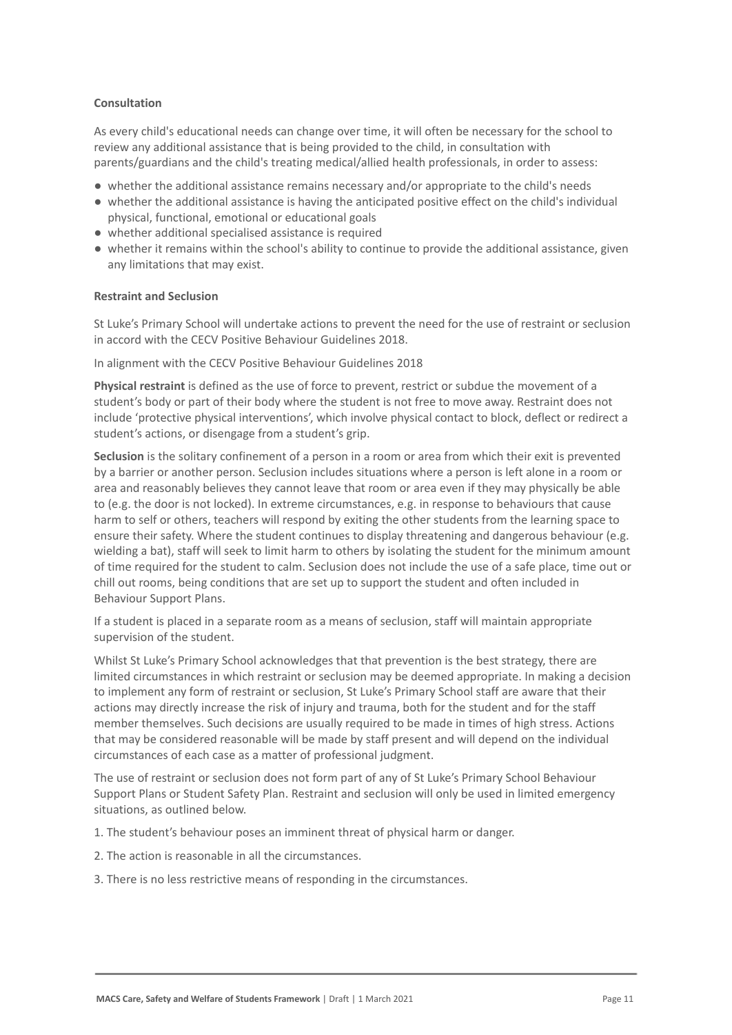**Consultation**

As every child's educational needs can change over time, it will often be necessary for the school to review any additional assistance that is being provided to the child, in consultation with parents/guardians and the child's treating medical/allied health professionals, in order to assess:

- whether the additional assistance remains necessary and/or appropriate to the child's needs
- whether the additional assistance is having the anticipated positive effect on the child's individual physical, functional, emotional or educational goals
- whether additional specialised assistance is required
- whether it remains within the school's ability to continue to provide the additional assistance, given any limitations that may exist.

**Restraint and Seclusion**

St Luke's Primary School will undertake actions to prevent the need for the use of restraint or seclusion in accord with the CECV Positive Behaviour Guidelines 2018.

In alignment with the CECV Positive Behaviour Guidelines 2018

**Physical restraint** is defined as the use of force to prevent, restrict or subdue the movement of a student's body or part of their body where the student is not free to move away. Restraint does not include 'protective physical interventions', which involve physical contact to block, deflect or redirect a student's actions, or disengage from a student's grip.

**Seclusion** is the solitary confinement of a person in a room or area from which their exit is prevented by a barrier or another person. Seclusion includes situations where a person is left alone in a room or area and reasonably believes they cannot leave that room or area even if they may physically be able to (e.g. the door is not locked). In extreme circumstances, e.g. in response to behaviours that cause harm to self or others, teachers will respond by exiting the other students from the learning space to ensure their safety. Where the student continues to display threatening and dangerous behaviour (e.g. wielding a bat), staff will seek to limit harm to others by isolating the student for the minimum amount of time required for the student to calm. Seclusion does not include the use of a safe place, time out or chill out rooms, being conditions that are set up to support the student and often included in Behaviour Support Plans.

If a student is placed in a separate room as a means of seclusion, staff will maintain appropriate supervision of the student.

Whilst St Luke's Primary School acknowledges that that prevention is the best strategy, there are limited circumstances in which restraint or seclusion may be deemed appropriate. In making a decision to implement any form of restraint or seclusion, St Luke's Primary School staff are aware that their actions may directly increase the risk of injury and trauma, both for the student and for the staff member themselves. Such decisions are usually required to be made in times of high stress. Actions that may be considered reasonable will be made by staff present and will depend on the individual circumstances of each case as a matter of professional judgment.

The use of restraint or seclusion does not form part of any of St Luke's Primary School Behaviour Support Plans or Student Safety Plan. Restraint and seclusion will only be used in limited emergency situations, as outlined below.

1. The student's behaviour poses an imminent threat of physical harm or danger.

2. The action is reasonable in all the circumstances.

3. There is no less restrictive means of responding in the circumstances.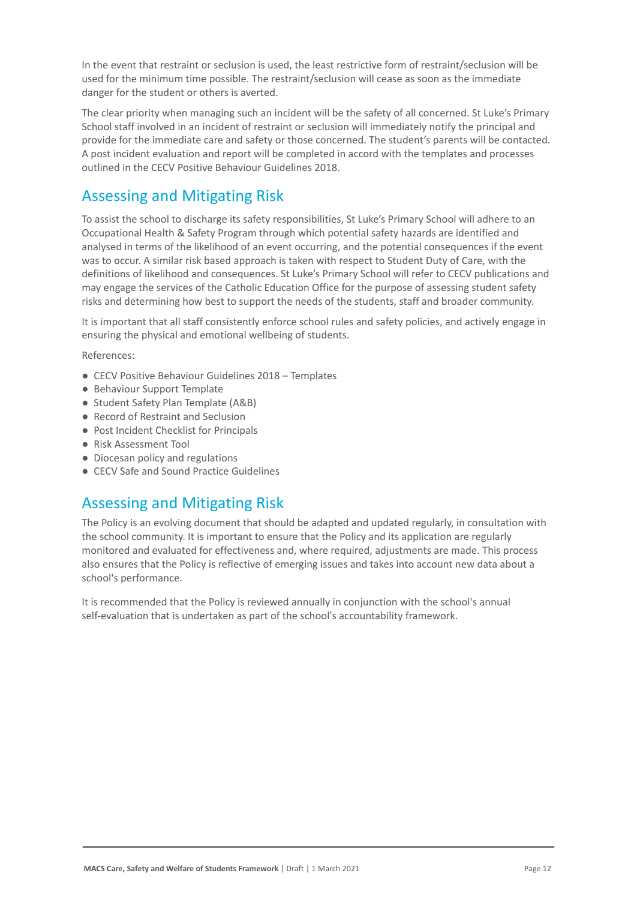In the event that restraint or seclusion is used, the least restrictive form of restraint/seclusion will be used for the minimum time possible. The restraint/seclusion will cease as soon as the immediate danger for the student or others is averted.

The clear priority when managing such an incident will be the safety of all concerned. St Luke's Primary School staff involved in an incident of restraint or seclusion will immediately notify the principal and provide for the immediate care and safety or those concerned. The student's parents will be contacted. A post incident evaluation and report will be completed in accord with the templates and processes outlined in the CECV Positive Behaviour Guidelines 2018.

## Assessing and Mitigating Risk

To assist the school to discharge its safety responsibilities, St Luke's Primary School will adhere to an Occupational Health & Safety Program through which potential safety hazards are identified and analysed in terms of the likelihood of an event occurring, and the potential consequences if the event was to occur. A similar risk based approach is taken with respect to Student Duty of Care, with the definitions of likelihood and consequences. St Luke's Primary School will refer to CECV publications and may engage the services of the Catholic Education Office for the purpose of assessing student safety risks and determining how best to support the needs of the students, staff and broader community.

It is important that all staff consistently enforce school rules and safety policies, and actively engage in ensuring the physical and emotional wellbeing of students.

References:

- CECV Positive Behaviour Guidelines 2018 – Templates
- Behaviour Support Template
- Student Safety Plan Template (A&B)
- Record of Restraint and Seclusion
- Post Incident Checklist for Principals
- Risk Assessment Tool
- Diocesan policy and regulations
- CECV Safe and Sound Practice Guidelines

## Assessing and Mitigating Risk

The Policy is an evolving document that should be adapted and updated regularly, in consultation with the school community. It is important to ensure that the Policy and its application are regularly monitored and evaluated for effectiveness and, where required, adjustments are made. This process also ensures that the Policy is reflective of emerging issues and takes into account new data about a school's performance.

It is recommended that the Policy is reviewed annually in conjunction with the school's annual self-evaluation that is undertaken as part of the school's accountability framework.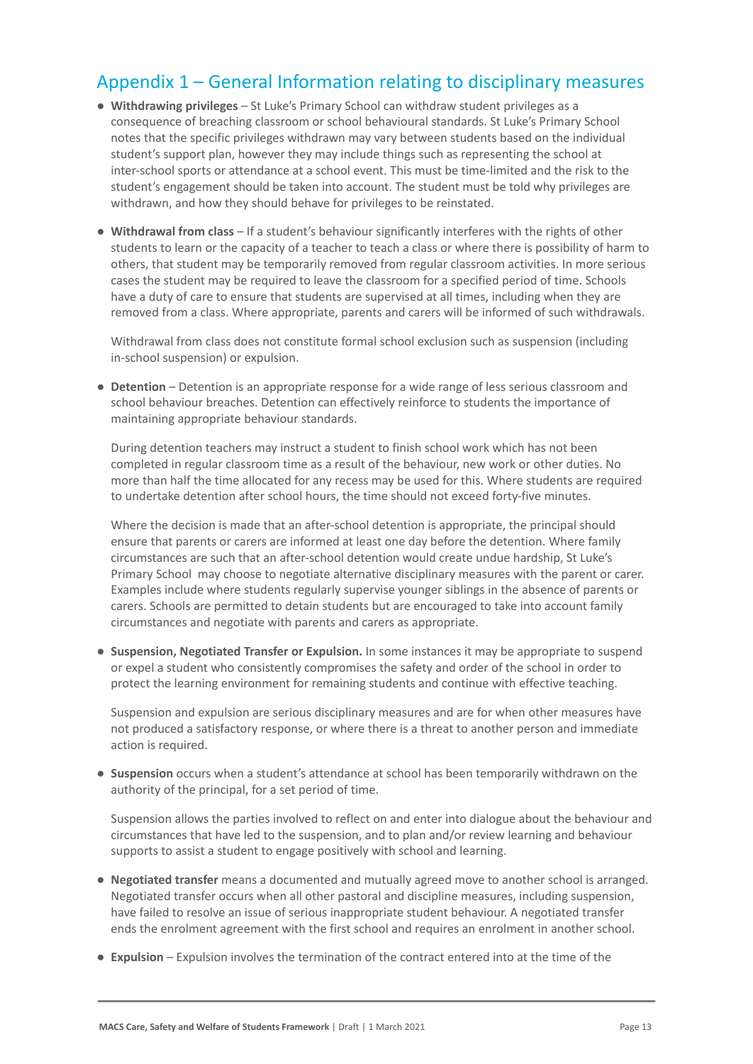## Appendix 1 – General Information relating to disciplinary measures

- **Withdrawing privileges** – St Luke's Primary School can withdraw student privileges as a consequence of breaching classroom or school behavioural standards. St Luke's Primary School notes that the specific privileges withdrawn may vary between students based on the individual student's support plan, however they may include things such as representing the school at inter-school sports or attendance at a school event. This must be time-limited and the risk to the student's engagement should be taken into account. The student must be told why privileges are withdrawn, and how they should behave for privileges to be reinstated.

- **Withdrawal from class** – If a student's behaviour significantly interferes with the rights of other students to learn or the capacity of a teacher to teach a class or where there is possibility of harm to others, that student may be temporarily removed from regular classroom activities. In more serious cases the student may be required to leave the classroom for a specified period of time. Schools have a duty of care to ensure that students are supervised at all times, including when they are removed from a class. Where appropriate, parents and carers will be informed of such withdrawals.

  Withdrawal from class does not constitute formal school exclusion such as suspension (including in-school suspension) or expulsion.

- **Detention** – Detention is an appropriate response for a wide range of less serious classroom and school behaviour breaches. Detention can effectively reinforce to students the importance of maintaining appropriate behaviour standards.

  During detention teachers may instruct a student to finish school work which has not been completed in regular classroom time as a result of the behaviour, new work or other duties. No more than half the time allocated for any recess may be used for this. Where students are required to undertake detention after school hours, the time should not exceed forty-five minutes.

  Where the decision is made that an after-school detention is appropriate, the principal should ensure that parents or carers are informed at least one day before the detention. Where family circumstances are such that an after-school detention would create undue hardship, St Luke's Primary School may choose to negotiate alternative disciplinary measures with the parent or carer. Examples include where students regularly supervise younger siblings in the absence of parents or carers. Schools are permitted to detain students but are encouraged to take into account family circumstances and negotiate with parents and carers as appropriate.

- **Suspension, Negotiated Transfer or Expulsion.** In some instances it may be appropriate to suspend or expel a student who consistently compromises the safety and order of the school in order to protect the learning environment for remaining students and continue with effective teaching.

  Suspension and expulsion are serious disciplinary measures and are for when other measures have not produced a satisfactory response, or where there is a threat to another person and immediate action is required.

- **Suspension** occurs when a student's attendance at school has been temporarily withdrawn on the authority of the principal, for a set period of time.

  Suspension allows the parties involved to reflect on and enter into dialogue about the behaviour and circumstances that have led to the suspension, and to plan and/or review learning and behaviour supports to assist a student to engage positively with school and learning.

- **Negotiated transfer** means a documented and mutually agreed move to another school is arranged. Negotiated transfer occurs when all other pastoral and discipline measures, including suspension, have failed to resolve an issue of serious inappropriate student behaviour. A negotiated transfer ends the enrolment agreement with the first school and requires an enrolment in another school.

- **Expulsion** – Expulsion involves the termination of the contract entered into at the time of the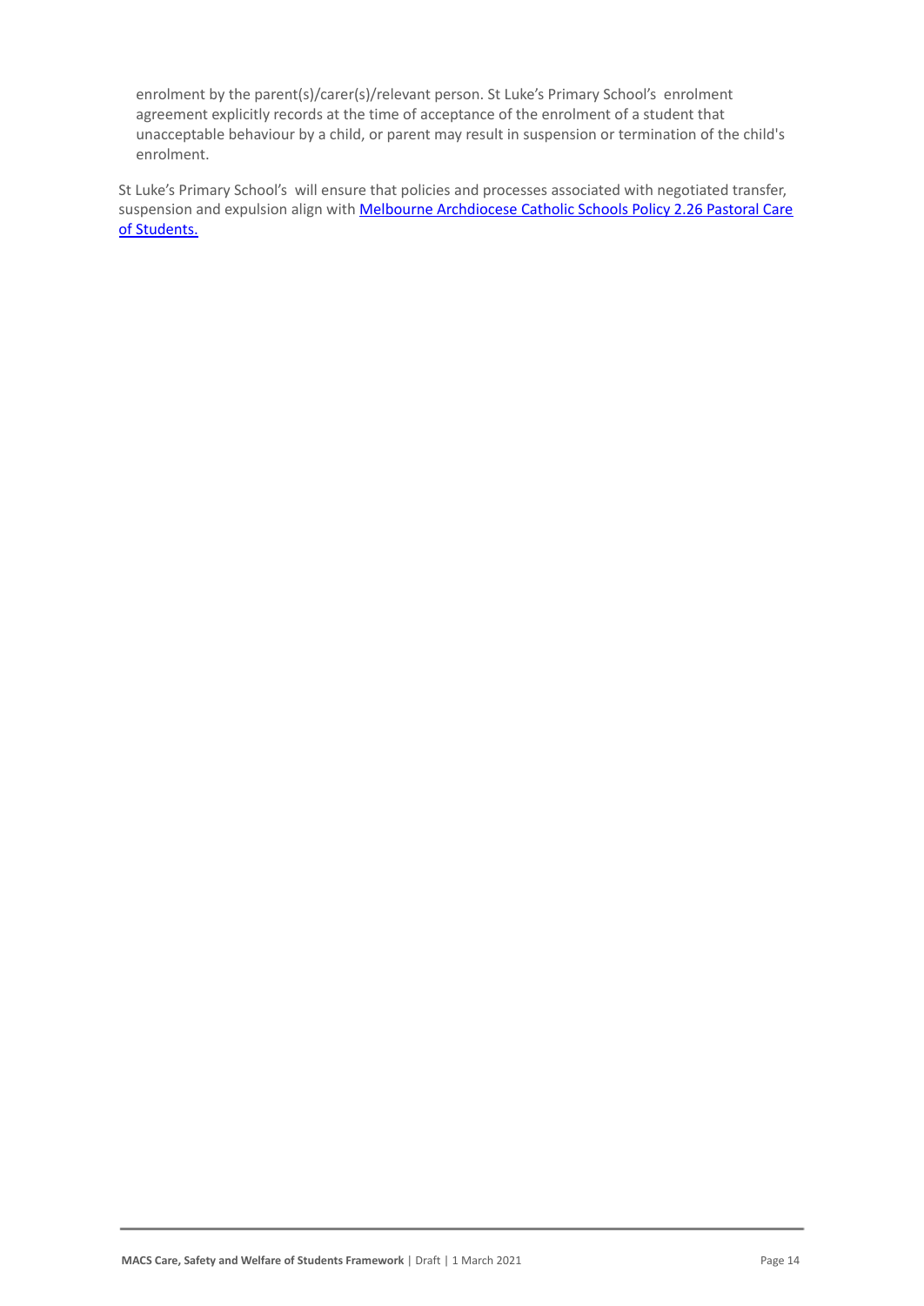enrolment by the parent(s)/carer(s)/relevant person. St Luke's Primary School's enrolment agreement explicitly records at the time of acceptance of the enrolment of a student that unacceptable behaviour by a child, or parent may result in suspension or termination of the child's enrolment.

St Luke's Primary School's will ensure that policies and processes associated with negotiated transfer, suspension and expulsion align with [Melbourne Archdiocese Catholic Schools Policy 2.26 Pastoral Care of Students.]()